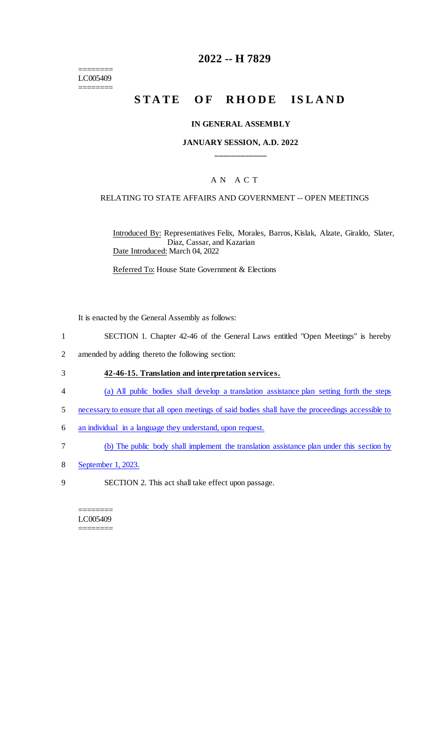========
LC005409
========

# 2022 -- H 7829

## STATE OF RHODE ISLAND

**IN GENERAL ASSEMBLY**

**JANUARY SESSION, A.D. 2022**

____________

A N A C T

RELATING TO STATE AFFAIRS AND GOVERNMENT -- OPEN MEETINGS

Introduced By: Representatives Felix, Morales, Barros, Kislak, Alzate, Giraldo, Slater, Diaz, Cassar, and Kazarian

Date Introduced: March 04, 2022

Referred To: House State Government & Elections

It is enacted by the General Assembly as follows:

1 SECTION 1. Chapter 42-46 of the General Laws entitled "Open Meetings" is hereby
2 amended by adding thereto the following section:

3 **42-46-15. Translation and interpretation services.**

4 (a) All public bodies shall develop a translation assistance plan setting forth the steps
5 necessary to ensure that all open meetings of said bodies shall have the proceedings accessible to
6 an individual in a language they understand, upon request.

7 (b) The public body shall implement the translation assistance plan under this section by
8 September 1, 2023.

9 SECTION 2. This act shall take effect upon passage.

========
LC005409
========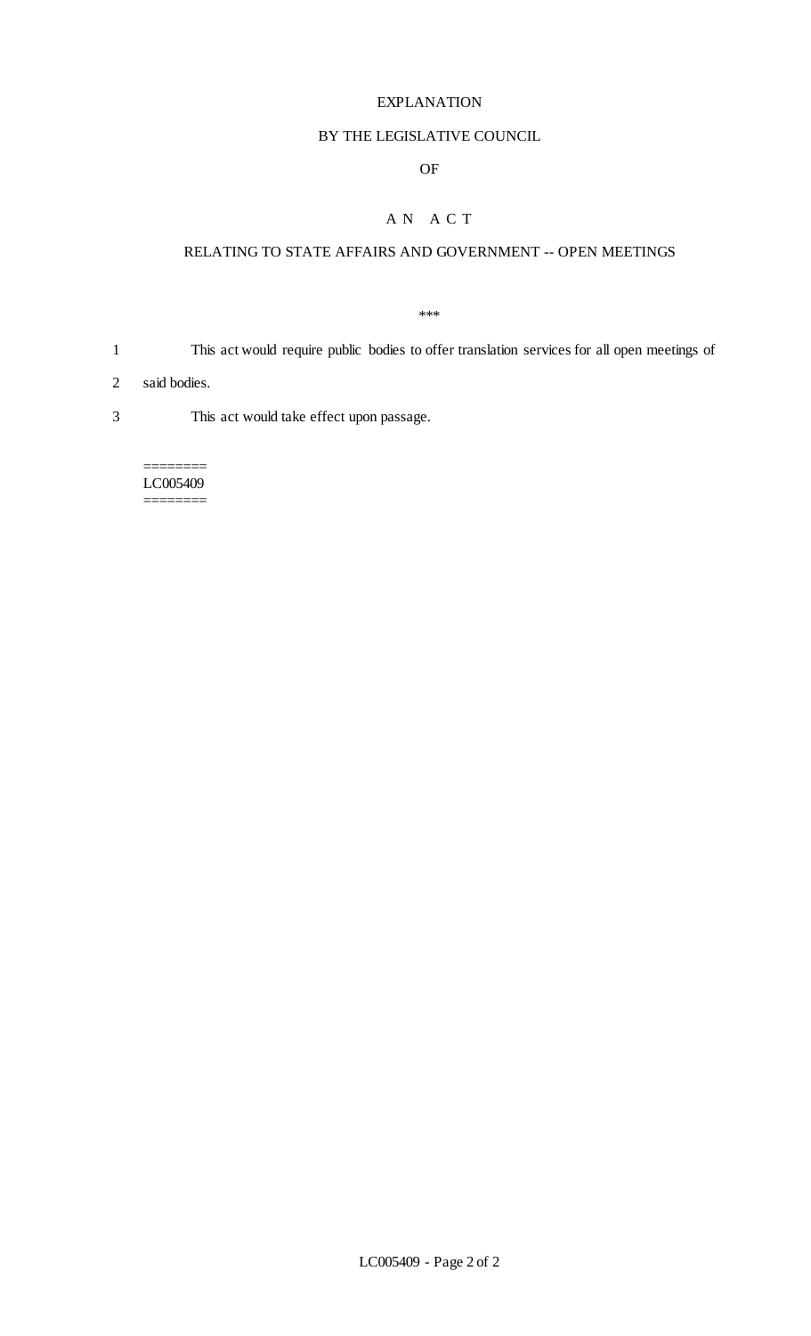EXPLANATION

BY THE LEGISLATIVE COUNCIL

OF

A N A C T

RELATING TO STATE AFFAIRS AND GOVERNMENT -- OPEN MEETINGS

\*\*\*

1 This act would require public bodies to offer translation services for all open meetings of

2 said bodies.

3 This act would take effect upon passage.

========
LC005409
========